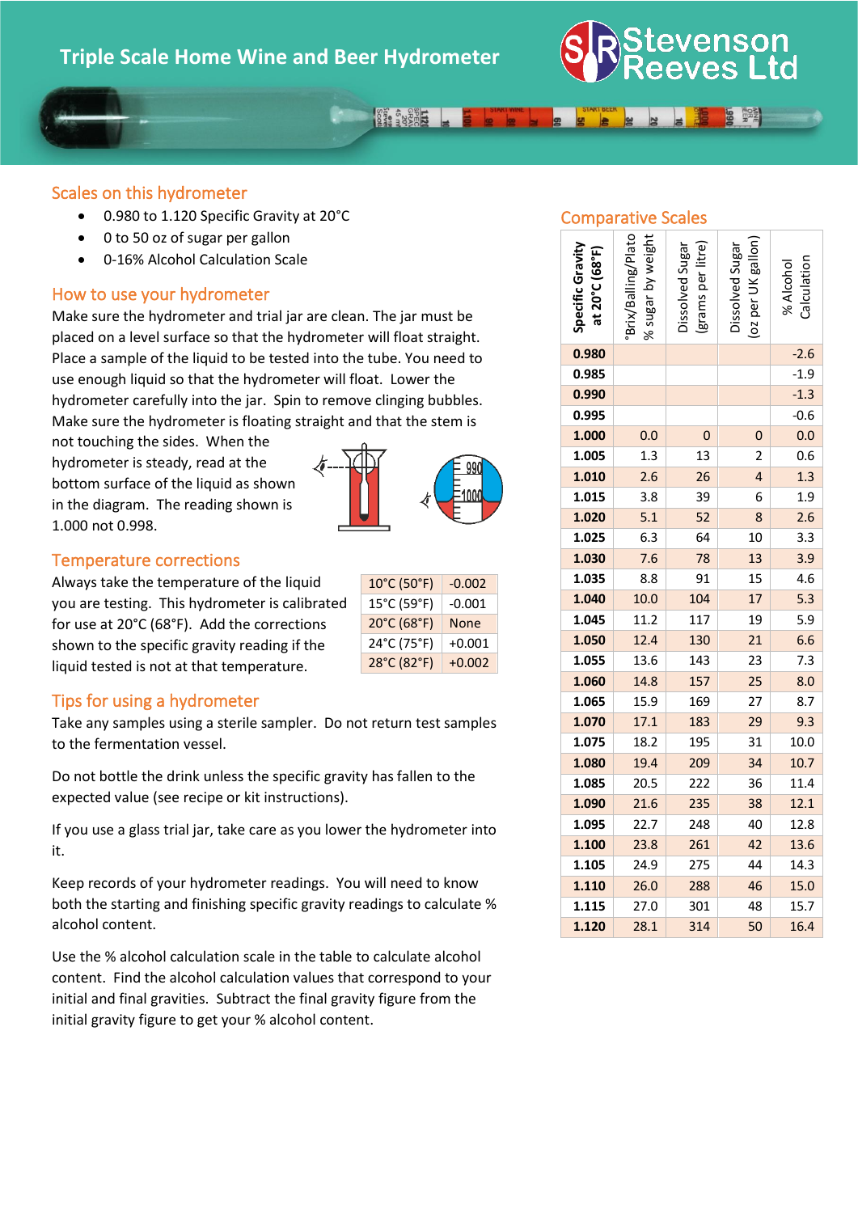# Triple Scale Home Wine and Beer Hydrometer

Stevenson Reeves Ltd

## Scales on this hydrometer

- 0.980 to 1.120 Specific Gravity at 20°C
- 0 to 50 oz of sugar per gallon
- 0-16% Alcohol Calculation Scale

## How to use your hydrometer

Make sure the hydrometer and trial jar are clean. The jar must be placed on a level surface so that the hydrometer will float straight. Place a sample of the liquid to be tested into the tube. You need to use enough liquid so that the hydrometer will float. Lower the hydrometer carefully into the jar. Spin to remove clinging bubbles. Make sure the hydrometer is floating straight and that the stem is not touching the sides. When the hydrometer is steady, read at the bottom surface of the liquid as shown in the diagram. The reading shown is 1.000 not 0.998.

## Temperature corrections

Always take the temperature of the liquid you are testing. This hydrometer is calibrated for use at 20°C (68°F). Add the corrections shown to the specific gravity reading if the liquid tested is not at that temperature.

| Temperature | Correction |
|---|---|
| 10°C (50°F) | -0.002 |
| 15°C (59°F) | -0.001 |
| 20°C (68°F) | None |
| 24°C (75°F) | +0.001 |
| 28°C (82°F) | +0.002 |

## Tips for using a hydrometer

Take any samples using a sterile sampler. Do not return test samples to the fermentation vessel.

Do not bottle the drink unless the specific gravity has fallen to the expected value (see recipe or kit instructions).

If you use a glass trial jar, take care as you lower the hydrometer into it.

Keep records of your hydrometer readings. You will need to know both the starting and finishing specific gravity readings to calculate % alcohol content.

Use the % alcohol calculation scale in the table to calculate alcohol content. Find the alcohol calculation values that correspond to your initial and final gravities. Subtract the final gravity figure from the initial gravity figure to get your % alcohol content.

## Comparative Scales

| Specific Gravity at 20°C (68°F) | °Brix/Balling/Plato % sugar by weight | Dissolved Sugar (grams per litre) | Dissolved Sugar (oz per UK gallon) | % Alcohol Calculation |
|---|---|---|---|---|
| **0.980** | | | | -2.6 |
| **0.985** | | | | -1.9 |
| **0.990** | | | | -1.3 |
| **0.995** | | | | -0.6 |
| **1.000** | 0.0 | 0 | 0 | 0.0 |
| **1.005** | 1.3 | 13 | 2 | 0.6 |
| **1.010** | 2.6 | 26 | 4 | 1.3 |
| **1.015** | 3.8 | 39 | 6 | 1.9 |
| **1.020** | 5.1 | 52 | 8 | 2.6 |
| **1.025** | 6.3 | 64 | 10 | 3.3 |
| **1.030** | 7.6 | 78 | 13 | 3.9 |
| **1.035** | 8.8 | 91 | 15 | 4.6 |
| **1.040** | 10.0 | 104 | 17 | 5.3 |
| **1.045** | 11.2 | 117 | 19 | 5.9 |
| **1.050** | 12.4 | 130 | 21 | 6.6 |
| **1.055** | 13.6 | 143 | 23 | 7.3 |
| **1.060** | 14.8 | 157 | 25 | 8.0 |
| **1.065** | 15.9 | 169 | 27 | 8.7 |
| **1.070** | 17.1 | 183 | 29 | 9.3 |
| **1.075** | 18.2 | 195 | 31 | 10.0 |
| **1.080** | 19.4 | 209 | 34 | 10.7 |
| **1.085** | 20.5 | 222 | 36 | 11.4 |
| **1.090** | 21.6 | 235 | 38 | 12.1 |
| **1.095** | 22.7 | 248 | 40 | 12.8 |
| **1.100** | 23.8 | 261 | 42 | 13.6 |
| **1.105** | 24.9 | 275 | 44 | 14.3 |
| **1.110** | 26.0 | 288 | 46 | 15.0 |
| **1.115** | 27.0 | 301 | 48 | 15.7 |
| **1.120** | 28.1 | 314 | 50 | 16.4 |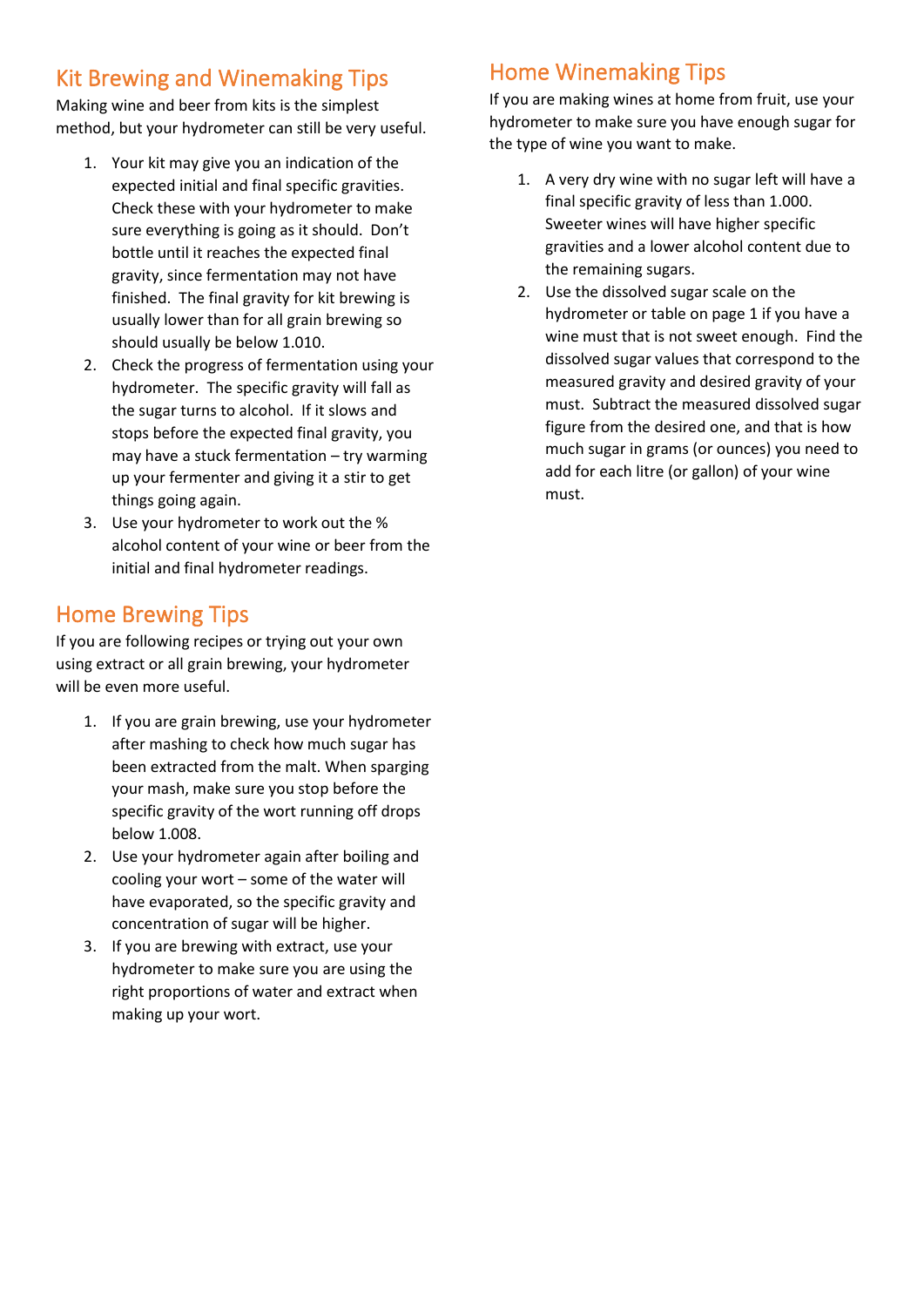## Kit Brewing and Winemaking Tips

Making wine and beer from kits is the simplest method, but your hydrometer can still be very useful.

1. Your kit may give you an indication of the expected initial and final specific gravities. Check these with your hydrometer to make sure everything is going as it should. Don't bottle until it reaches the expected final gravity, since fermentation may not have finished. The final gravity for kit brewing is usually lower than for all grain brewing so should usually be below 1.010.
2. Check the progress of fermentation using your hydrometer. The specific gravity will fall as the sugar turns to alcohol. If it slows and stops before the expected final gravity, you may have a stuck fermentation – try warming up your fermenter and giving it a stir to get things going again.
3. Use your hydrometer to work out the % alcohol content of your wine or beer from the initial and final hydrometer readings.

## Home Brewing Tips

If you are following recipes or trying out your own using extract or all grain brewing, your hydrometer will be even more useful.

1. If you are grain brewing, use your hydrometer after mashing to check how much sugar has been extracted from the malt. When sparging your mash, make sure you stop before the specific gravity of the wort running off drops below 1.008.
2. Use your hydrometer again after boiling and cooling your wort – some of the water will have evaporated, so the specific gravity and concentration of sugar will be higher.
3. If you are brewing with extract, use your hydrometer to make sure you are using the right proportions of water and extract when making up your wort.

## Home Winemaking Tips

If you are making wines at home from fruit, use your hydrometer to make sure you have enough sugar for the type of wine you want to make.

1. A very dry wine with no sugar left will have a final specific gravity of less than 1.000. Sweeter wines will have higher specific gravities and a lower alcohol content due to the remaining sugars.
2. Use the dissolved sugar scale on the hydrometer or table on page 1 if you have a wine must that is not sweet enough. Find the dissolved sugar values that correspond to the measured gravity and desired gravity of your must. Subtract the measured dissolved sugar figure from the desired one, and that is how much sugar in grams (or ounces) you need to add for each litre (or gallon) of your wine must.